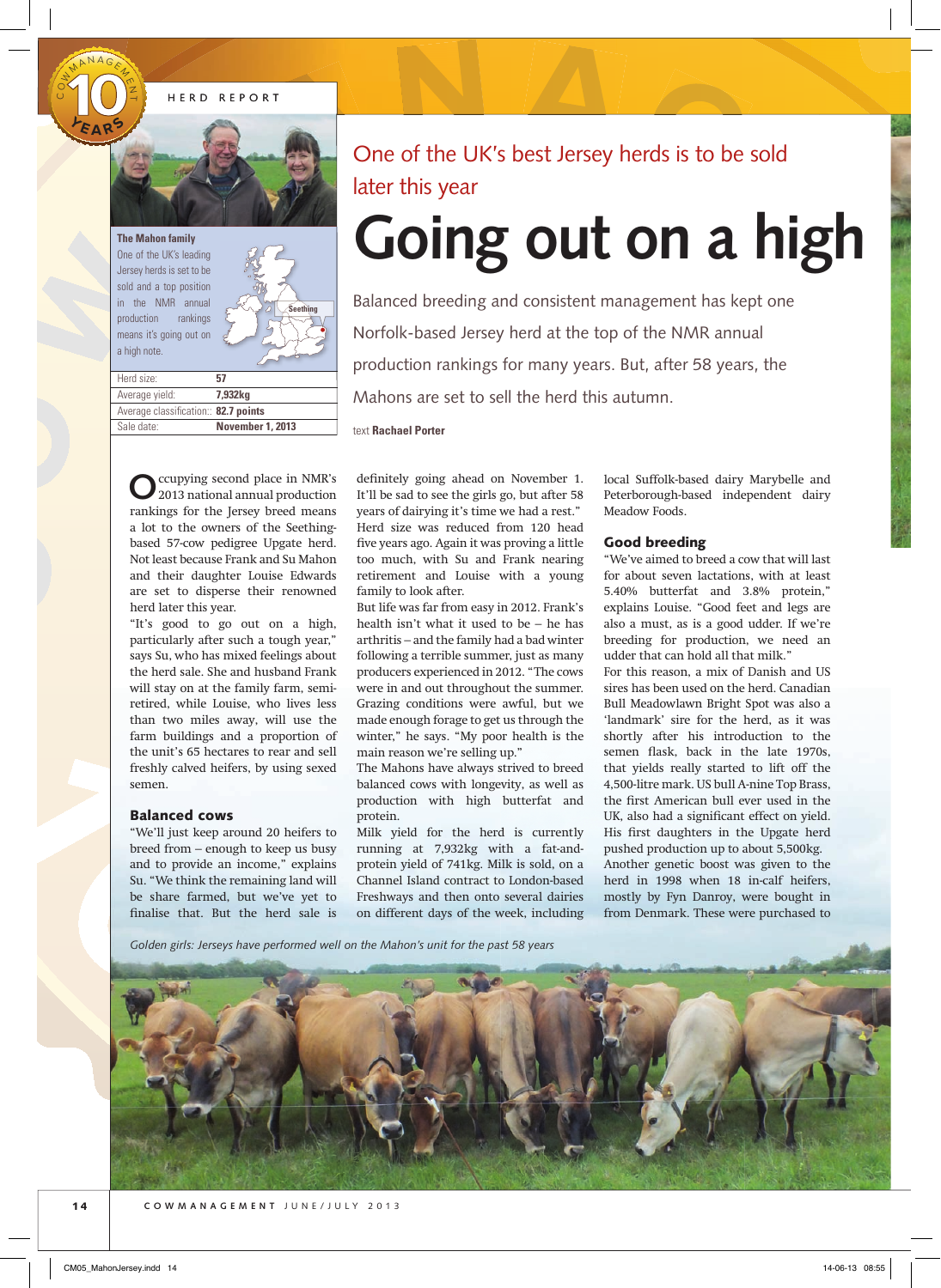HERD REPORT

**The Mahon family**

One of the UK's leading Jersey herds is set to be sold and a top position in the NMR annual production rankings means it's going out on a high note.

Seething

| Herd size: | 57 |
|---|---|
| Average yield: | 7,932kg |
| Average classification: | 82.7 points |
| Sale date: | November 1, 2013 |

One of the UK's best Jersey herds is to be sold later this year

# Going out on a high

Balanced breeding and consistent management has kept one Norfolk-based Jersey herd at the top of the NMR annual production rankings for many years. But, after 58 years, the Mahons are set to sell the herd this autumn.

text **Rachael Porter**

Occupying second place in NMR's 2013 national annual production rankings for the Jersey breed means a lot to the owners of the Seething-based 57-cow pedigree Upgate herd. Not least because Frank and Su Mahon and their daughter Louise Edwards are set to disperse their renowned herd later this year.

"It's good to go out on a high, particularly after such a tough year," says Su, who has mixed feelings about the herd sale. She and husband Frank will stay on at the family farm, semi-retired, while Louise, who lives less than two miles away, will use the farm buildings and a proportion of the unit's 65 hectares to rear and sell freshly calved heifers, by using sexed semen.

## Balanced cows

"We'll just keep around 20 heifers to breed from – enough to keep us busy and to provide an income," explains Su. "We think the remaining land will be share farmed, but we've yet to finalise that. But the herd sale is definitely going ahead on November 1. It'll be sad to see the girls go, but after 58 years of dairying it's time we had a rest."

Herd size was reduced from 120 head five years ago. Again it was proving a little too much, with Su and Frank nearing retirement and Louise with a young family to look after.

But life was far from easy in 2012. Frank's health isn't what it used to be – he has arthritis – and the family had a bad winter following a terrible summer, just as many producers experienced in 2012. "The cows were in and out throughout the summer. Grazing conditions were awful, but we made enough forage to get us through the winter," he says. "My poor health is the main reason we're selling up."

The Mahons have always strived to breed balanced cows with longevity, as well as production with high butterfat and protein.

Milk yield for the herd is currently running at 7,932kg with a fat-and-protein yield of 741kg. Milk is sold, on a Channel Island contract to London-based Freshways and then onto several dairies on different days of the week, including local Suffolk-based dairy Marybelle and Peterborough-based independent dairy Meadow Foods.

## Good breeding

"We've aimed to breed a cow that will last for about seven lactations, with at least 5.40% butterfat and 3.8% protein," explains Louise. "Good feet and legs are also a must, as is a good udder. If we're breeding for production, we need an udder that can hold all that milk."

For this reason, a mix of Danish and US sires has been used on the herd. Canadian Bull Meadowlawn Bright Spot was also a 'landmark' sire for the herd, as it was shortly after his introduction to the semen flask, back in the late 1970s, that yields really started to lift off the 4,500-litre mark. US bull A-nine Top Brass, the first American bull ever used in the UK, also had a significant effect on yield. His first daughters in the Upgate herd pushed production up to about 5,500kg.

Another genetic boost was given to the herd in 1998 when 18 in-calf heifers, mostly by Fyn Danroy, were bought in from Denmark. These were purchased to

*Golden girls: Jerseys have performed well on the Mahon's unit for the past 58 years*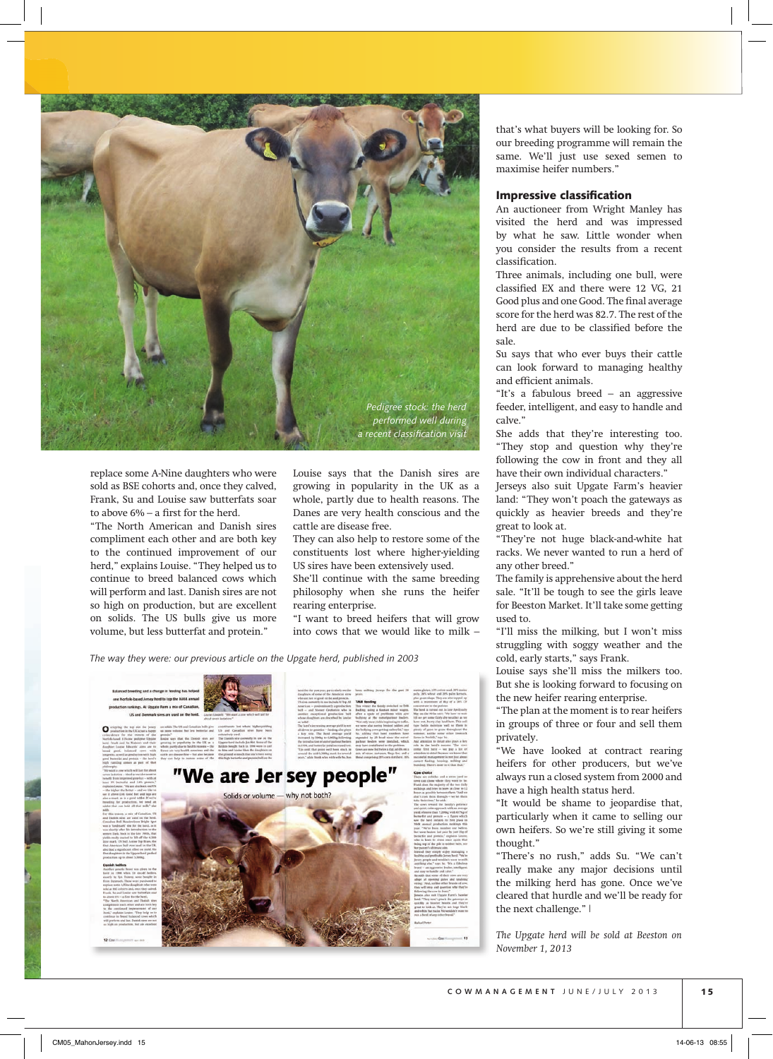*Pedigree stock: the herd performed well during a recent classification visit*

replace some A-Nine daughters who were sold as BSE cohorts and, once they calved, Frank, Su and Louise saw butterfats soar to above 6% – a first for the herd.

"The North American and Danish sires compliment each other and are both key to the continued improvement of our herd," explains Louise. "They helped us to continue to breed balanced cows which will perform and last. Danish sires are not so high on production, but are excellent on solids. The US bulls give us more volume, but less butterfat and protein."

Louise says that the Danish sires are growing in popularity in the UK as a whole, partly due to health reasons. The Danes are very health conscious and the cattle are disease free.

They can also help to restore some of the constituents lost where higher-yielding US sires have been extensively used.

She'll continue with the same breeding philosophy when she runs the heifer rearing enterprise.

"I want to breed heifers that will grow into cows that we would like to milk – that's what buyers will be looking for. So our breeding programme will remain the same. We'll just use sexed semen to maximise heifer numbers."

*The way they were: our previous article on the Upgate herd, published in 2003*

### Impressive classification

An auctioneer from Wright Manley has visited the herd and was impressed by what he saw. Little wonder when you consider the results from a recent classification.

Three animals, including one bull, were classified EX and there were 12 VG, 21 Good plus and one Good. The final average score for the herd was 82.7. The rest of the herd are due to be classified before the sale.

Su says that who ever buys their cattle can look forward to managing healthy and efficient animals.

"It's a fabulous breed – an aggressive feeder, intelligent, and easy to handle and calve."

She adds that they're interesting too. "They stop and question why they're following the cow in front and they all have their own individual characters."

Jerseys also suit Upgate Farm's heavier land: "They won't poach the gateways as quickly as heavier breeds and they're great to look at.

"They're not huge black-and-white hat racks. We never wanted to run a herd of any other breed."

The family is apprehensive about the herd sale. "It'll be tough to see the girls leave for Beeston Market. It'll take some getting used to.

"I'll miss the milking, but I won't miss struggling with soggy weather and the cold, early starts," says Frank.

Louise says she'll miss the milkers too. But she is looking forward to focusing on the new heifer rearing enterprise.

"The plan at the moment is to rear heifers in groups of three or four and sell them privately.

"We have looked at contract rearing heifers for other producers, but we've always run a closed system from 2000 and have a high health status herd.

"It would be shame to jeopardise that, particularly when it came to selling our own heifers. So we're still giving it some thought."

"There's no rush," adds Su. "We can't really make any major decisions until the milking herd has gone. Once we've cleared that hurdle and we'll be ready for the next challenge." |

*The Upgate herd will be sold at Beeston on November 1, 2013*